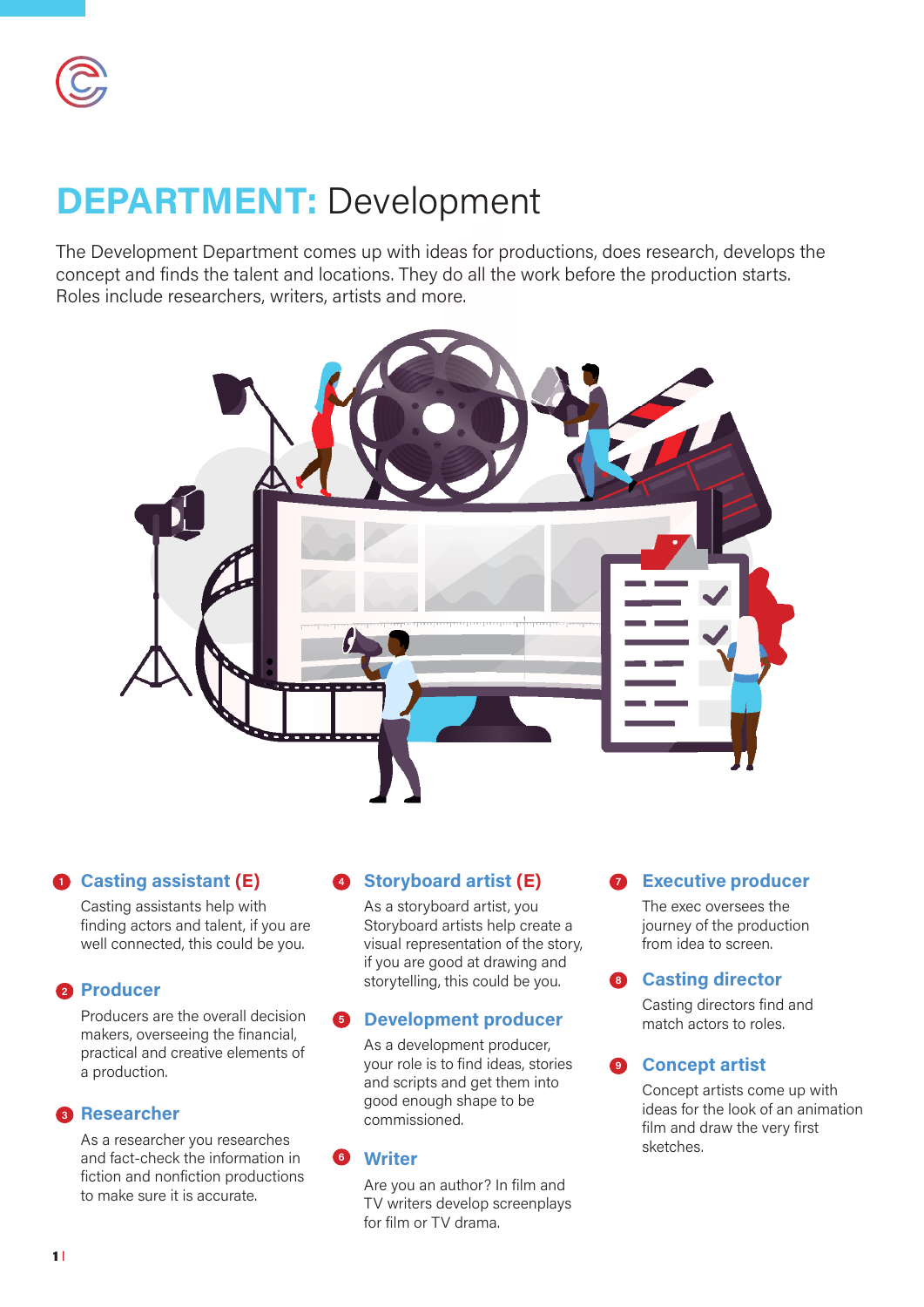# DEPARTMENT: Development

The Development Department comes up with ideas for productions, does research, develops the concept and finds the talent and locations. They do all the work before the production starts. Roles include researchers, writers, artists and more.

### 1 Casting assistant (E)

Casting assistants help with finding actors and talent, if you are well connected, this could be you.

### 2 Producer

Producers are the overall decision makers, overseeing the financial, practical and creative elements of a production.

### 3 Researcher

As a researcher you researches and fact-check the information in fiction and nonfiction productions to make sure it is accurate.

### 4 Storyboard artist (E)

As a storyboard artist, you Storyboard artists help create a visual representation of the story, if you are good at drawing and storytelling, this could be you.

### 5 Development producer

As a development producer, your role is to find ideas, stories and scripts and get them into good enough shape to be commissioned.

### 6 Writer

Are you an author? In film and TV writers develop screenplays for film or TV drama.

### 7 Executive producer

The exec oversees the journey of the production from idea to screen.

### 8 Casting director

Casting directors find and match actors to roles.

### 9 Concept artist

Concept artists come up with ideas for the look of an animation film and draw the very first sketches.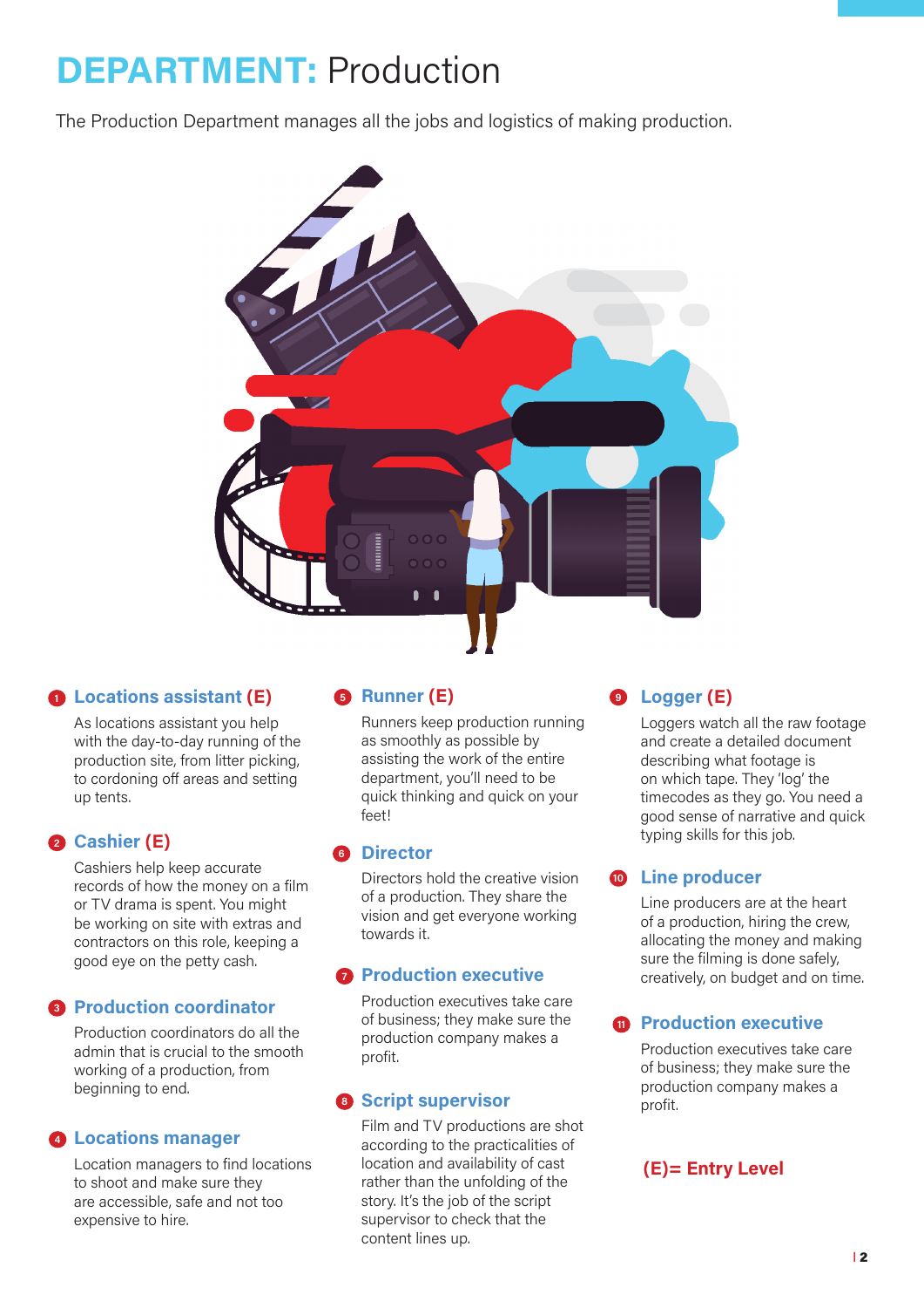# DEPARTMENT: Production

The Production Department manages all the jobs and logistics of making production.

### 1 Locations assistant (E)

As locations assistant you help with the day-to-day running of the production site, from litter picking, to cordoning off areas and setting up tents.

### 2 Cashier (E)

Cashiers help keep accurate records of how the money on a film or TV drama is spent. You might be working on site with extras and contractors on this role, keeping a good eye on the petty cash.

### 3 Production coordinator

Production coordinators do all the admin that is crucial to the smooth working of a production, from beginning to end.

### 4 Locations manager

Location managers to find locations to shoot and make sure they are accessible, safe and not too expensive to hire.

### 5 Runner (E)

Runners keep production running as smoothly as possible by assisting the work of the entire department, you'll need to be quick thinking and quick on your feet!

### 6 Director

Directors hold the creative vision of a production. They share the vision and get everyone working towards it.

### 7 Production executive

Production executives take care of business; they make sure the production company makes a profit.

### 8 Script supervisor

Film and TV productions are shot according to the practicalities of location and availability of cast rather than the unfolding of the story. It's the job of the script supervisor to check that the content lines up.

### 9 Logger (E)

Loggers watch all the raw footage and create a detailed document describing what footage is on which tape. They 'log' the timecodes as they go. You need a good sense of narrative and quick typing skills for this job.

### 10 Line producer

Line producers are at the heart of a production, hiring the crew, allocating the money and making sure the filming is done safely, creatively, on budget and on time.

### 11 Production executive

Production executives take care of business; they make sure the production company makes a profit.

**(E)= Entry Level**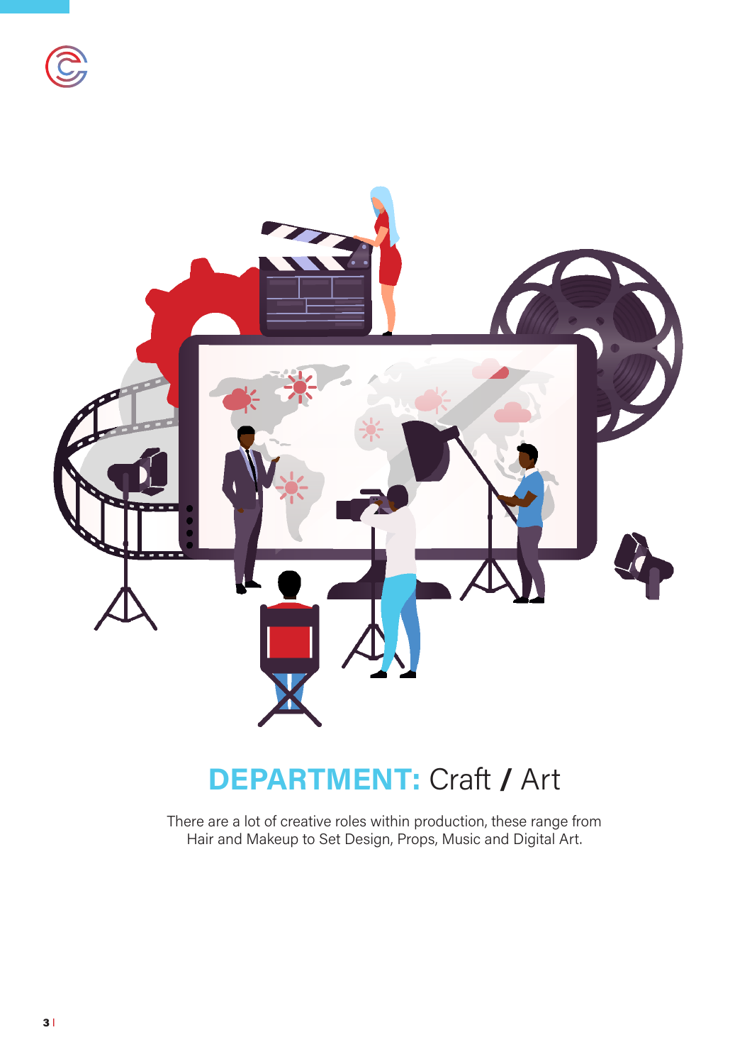## **DEPARTMENT:** Craft / Art

There are a lot of creative roles within production, these range from Hair and Makeup to Set Design, Props, Music and Digital Art.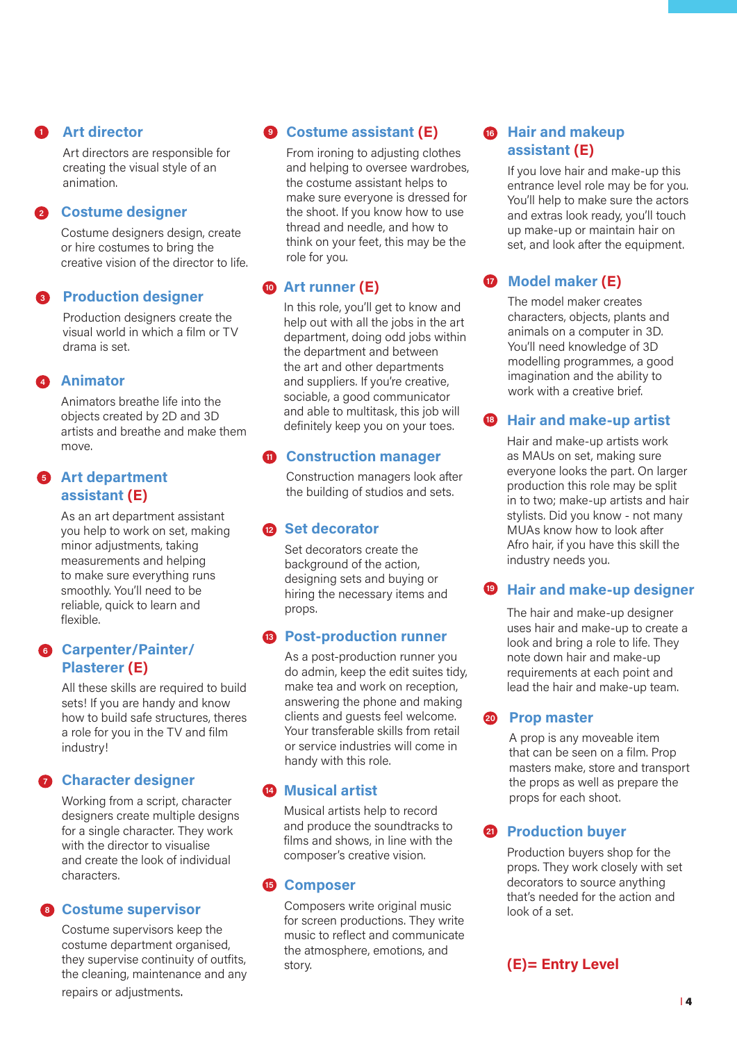### 1 Art director

Art directors are responsible for creating the visual style of an animation.

### 2 Costume designer

Costume designers design, create or hire costumes to bring the creative vision of the director to life.

### 3 Production designer

Production designers create the visual world in which a film or TV drama is set.

### 4 Animator

Animators breathe life into the objects created by 2D and 3D artists and breathe and make them move.

### 5 Art department assistant (E)

As an art department assistant you help to work on set, making minor adjustments, taking measurements and helping to make sure everything runs smoothly. You'll need to be reliable, quick to learn and flexible.

### 6 Carpenter/Painter/ Plasterer (E)

All these skills are required to build sets! If you are handy and know how to build safe structures, theres a role for you in the TV and film industry!

### 7 Character designer

Working from a script, character designers create multiple designs for a single character. They work with the director to visualise and create the look of individual characters.

### 8 Costume supervisor

Costume supervisors keep the costume department organised, they supervise continuity of outfits, the cleaning, maintenance and any repairs or adjustments.

### 9 Costume assistant (E)

From ironing to adjusting clothes and helping to oversee wardrobes, the costume assistant helps to make sure everyone is dressed for the shoot. If you know how to use thread and needle, and how to think on your feet, this may be the role for you.

### 10 Art runner (E)

In this role, you'll get to know and help out with all the jobs in the art department, doing odd jobs within the department and between the art and other departments and suppliers. If you're creative, sociable, a good communicator and able to multitask, this job will definitely keep you on your toes.

### 11 Construction manager

Construction managers look after the building of studios and sets.

### 12 Set decorator

Set decorators create the background of the action, designing sets and buying or hiring the necessary items and props.

### 13 Post-production runner

As a post-production runner you do admin, keep the edit suites tidy, make tea and work on reception, answering the phone and making clients and guests feel welcome. Your transferable skills from retail or service industries will come in handy with this role.

### 14 Musical artist

Musical artists help to record and produce the soundtracks to films and shows, in line with the composer's creative vision.

### 15 Composer

Composers write original music for screen productions. They write music to reflect and communicate the atmosphere, emotions, and story.

### 16 Hair and makeup assistant (E)

If you love hair and make-up this entrance level role may be for you. You'll help to make sure the actors and extras look ready, you'll touch up make-up or maintain hair on set, and look after the equipment.

### 17 Model maker (E)

The model maker creates characters, objects, plants and animals on a computer in 3D. You'll need knowledge of 3D modelling programmes, a good imagination and the ability to work with a creative brief.

### 18 Hair and make-up artist

Hair and make-up artists work as MAUs on set, making sure everyone looks the part. On larger production this role may be split in to two; make-up artists and hair stylists. Did you know - not many MUAs know how to look after Afro hair, if you have this skill the industry needs you.

### 19 Hair and make-up designer

The hair and make-up designer uses hair and make-up to create a look and bring a role to life. They note down hair and make-up requirements at each point and lead the hair and make-up team.

### 20 Prop master

A prop is any moveable item that can be seen on a film. Prop masters make, store and transport the props as well as prepare the props for each shoot.

### 21 Production buyer

Production buyers shop for the props. They work closely with set decorators to source anything that's needed for the action and look of a set.

**(E)= Entry Level**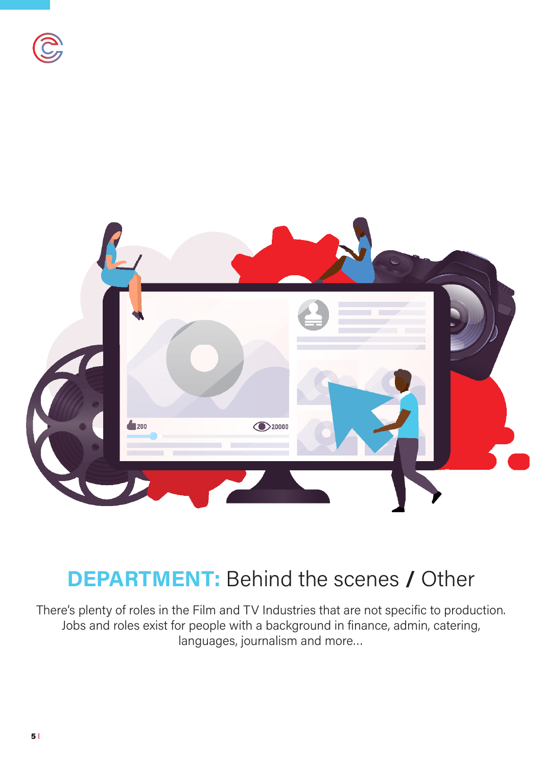## **DEPARTMENT:** Behind the scenes / Other

There's plenty of roles in the Film and TV Industries that are not specific to production. Jobs and roles exist for people with a background in finance, admin, catering, languages, journalism and more...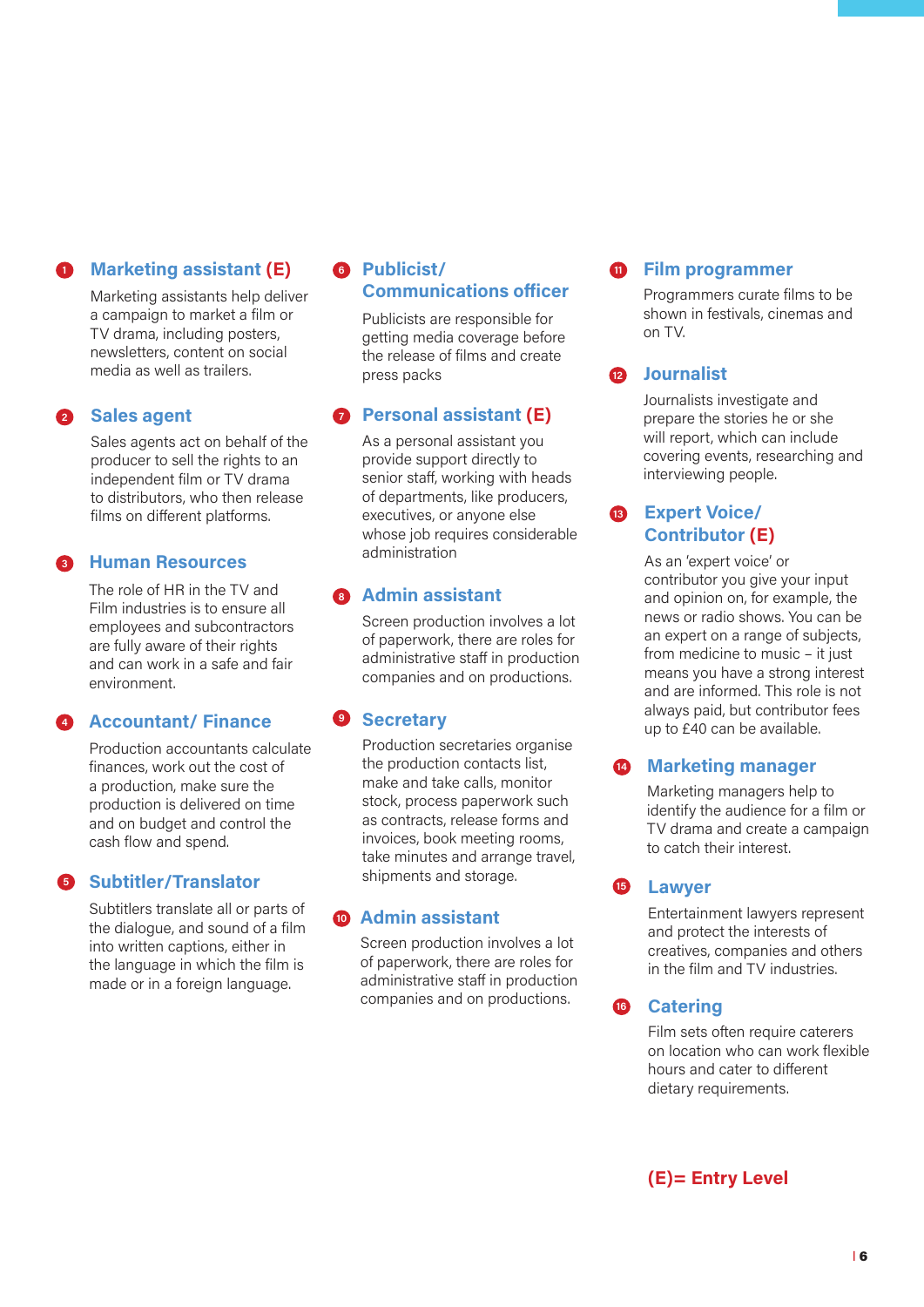1. **Marketing assistant (E)**

Marketing assistants help deliver a campaign to market a film or TV drama, including posters, newsletters, content on social media as well as trailers.

2. **Sales agent**

Sales agents act on behalf of the producer to sell the rights to an independent film or TV drama to distributors, who then release films on different platforms.

3. **Human Resources**

The role of HR in the TV and Film industries is to ensure all employees and subcontractors are fully aware of their rights and can work in a safe and fair environment.

4. **Accountant/ Finance**

Production accountants calculate finances, work out the cost of a production, make sure the production is delivered on time and on budget and control the cash flow and spend.

5. **Subtitler/Translator**

Subtitlers translate all or parts of the dialogue, and sound of a film into written captions, either in the language in which the film is made or in a foreign language.

6. **Publicist/ Communications officer**

Publicists are responsible for getting media coverage before the release of films and create press packs

7. **Personal assistant (E)**

As a personal assistant you provide support directly to senior staff, working with heads of departments, like producers, executives, or anyone else whose job requires considerable administration

8. **Admin assistant**

Screen production involves a lot of paperwork, there are roles for administrative staff in production companies and on productions.

9. **Secretary**

Production secretaries organise the production contacts list, make and take calls, monitor stock, process paperwork such as contracts, release forms and invoices, book meeting rooms, take minutes and arrange travel, shipments and storage.

10. **Admin assistant**

Screen production involves a lot of paperwork, there are roles for administrative staff in production companies and on productions.

11. **Film programmer**

Programmers curate films to be shown in festivals, cinemas and on TV.

12. **Journalist**

Journalists investigate and prepare the stories he or she will report, which can include covering events, researching and interviewing people.

13. **Expert Voice/ Contributor (E)**

As an 'expert voice' or contributor you give your input and opinion on, for example, the news or radio shows. You can be an expert on a range of subjects, from medicine to music – it just means you have a strong interest and are informed. This role is not always paid, but contributor fees up to £40 can be available.

14. **Marketing manager**

Marketing managers help to identify the audience for a film or TV drama and create a campaign to catch their interest.

15. **Lawyer**

Entertainment lawyers represent and protect the interests of creatives, companies and others in the film and TV industries.

16. **Catering**

Film sets often require caterers on location who can work flexible hours and cater to different dietary requirements.

**(E)= Entry Level**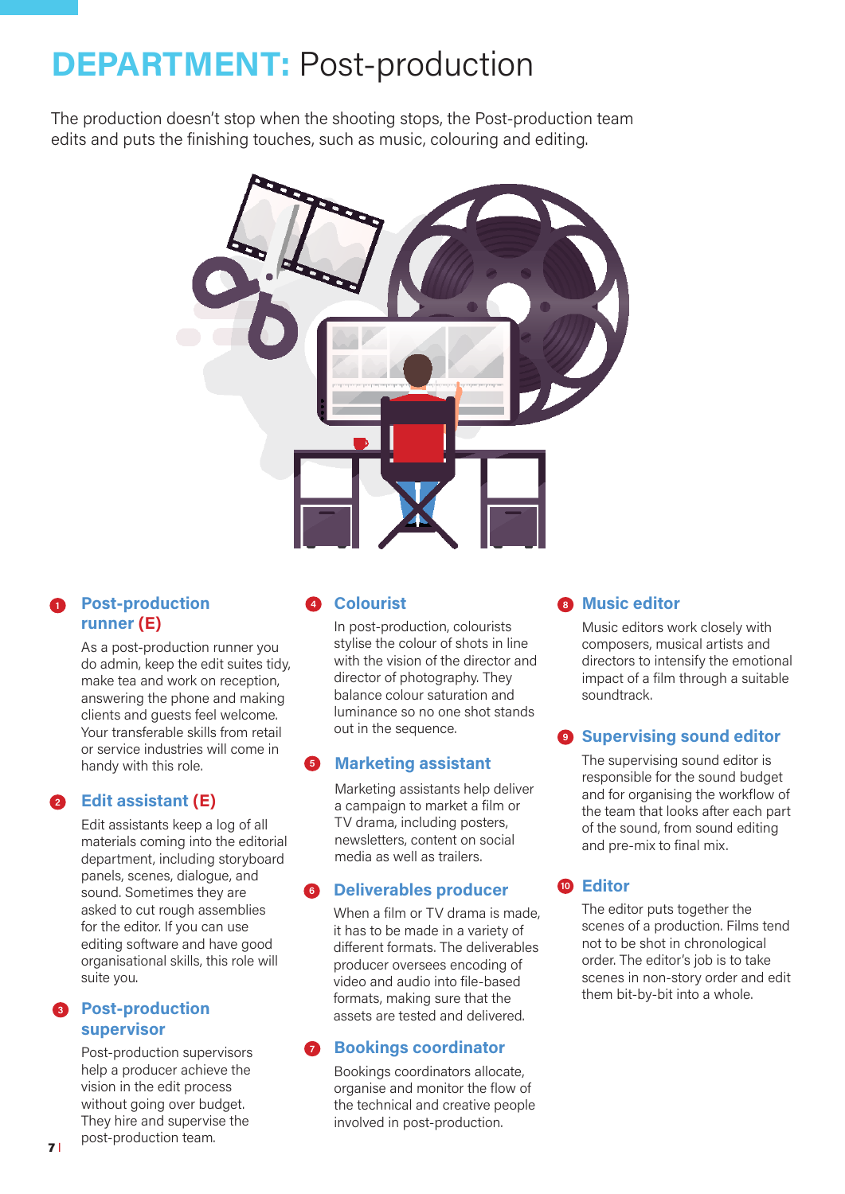# DEPARTMENT: Post-production

The production doesn't stop when the shooting stops, the Post-production team edits and puts the finishing touches, such as music, colouring and editing.

### 1 Post-production runner (E)

As a post-production runner you do admin, keep the edit suites tidy, make tea and work on reception, answering the phone and making clients and guests feel welcome. Your transferable skills from retail or service industries will come in handy with this role.

### 2 Edit assistant (E)

Edit assistants keep a log of all materials coming into the editorial department, including storyboard panels, scenes, dialogue, and sound. Sometimes they are asked to cut rough assemblies for the editor. If you can use editing software and have good organisational skills, this role will suite you.

### 3 Post-production supervisor

Post-production supervisors help a producer achieve the vision in the edit process without going over budget. They hire and supervise the post-production team.

### 4 Colourist

In post-production, colourists stylise the colour of shots in line with the vision of the director and director of photography. They balance colour saturation and luminance so no one shot stands out in the sequence.

### 5 Marketing assistant

Marketing assistants help deliver a campaign to market a film or TV drama, including posters, newsletters, content on social media as well as trailers.

### 6 Deliverables producer

When a film or TV drama is made, it has to be made in a variety of different formats. The deliverables producer oversees encoding of video and audio into file-based formats, making sure that the assets are tested and delivered.

### 7 Bookings coordinator

Bookings coordinators allocate, organise and monitor the flow of the technical and creative people involved in post-production.

### 8 Music editor

Music editors work closely with composers, musical artists and directors to intensify the emotional impact of a film through a suitable soundtrack.

### 9 Supervising sound editor

The supervising sound editor is responsible for the sound budget and for organising the workflow of the team that looks after each part of the sound, from sound editing and pre-mix to final mix.

### 10 Editor

The editor puts together the scenes of a production. Films tend not to be shot in chronological order. The editor's job is to take scenes in non-story order and edit them bit-by-bit into a whole.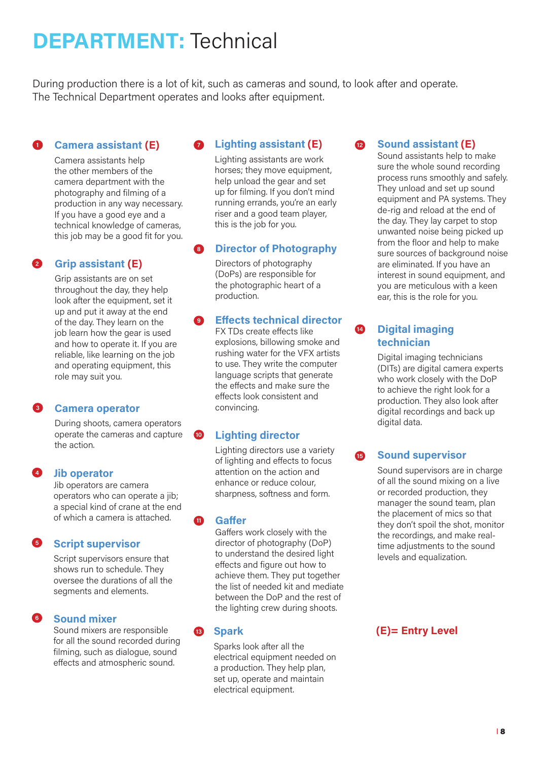# DEPARTMENT: Technical

During production there is a lot of kit, such as cameras and sound, to look after and operate. The Technical Department operates and looks after equipment.

### 1 Camera assistant (E)

Camera assistants help the other members of the camera department with the photography and filming of a production in any way necessary. If you have a good eye and a technical knowledge of cameras, this job may be a good fit for you.

### 2 Grip assistant (E)

Grip assistants are on set throughout the day, they help look after the equipment, set it up and put it away at the end of the day. They learn on the job learn how the gear is used and how to operate it. If you are reliable, like learning on the job and operating equipment, this role may suit you.

### 3 Camera operator

During shoots, camera operators operate the cameras and capture the action.

### 4 Jib operator

Jib operators are camera operators who can operate a jib; a special kind of crane at the end of which a camera is attached.

### 5 Script supervisor

Script supervisors ensure that shows run to schedule. They oversee the durations of all the segments and elements.

### 6 Sound mixer

Sound mixers are responsible for all the sound recorded during filming, such as dialogue, sound effects and atmospheric sound.

### 7 Lighting assistant (E)

Lighting assistants are work horses; they move equipment, help unload the gear and set up for filming. If you don't mind running errands, you're an early riser and a good team player, this is the job for you.

### 8 Director of Photography

Directors of photography (DoPs) are responsible for the photographic heart of a production.

### 9 Effects technical director

FX TDs create effects like explosions, billowing smoke and rushing water for the VFX artists to use. They write the computer language scripts that generate the effects and make sure the effects look consistent and convincing.

### 10 Lighting director

Lighting directors use a variety of lighting and effects to focus attention on the action and enhance or reduce colour, sharpness, softness and form.

### 11 Gaffer

Gaffers work closely with the director of photography (DoP) to understand the desired light effects and figure out how to achieve them. They put together the list of needed kit and mediate between the DoP and the rest of the lighting crew during shoots.

### 12 Sound assistant (E)

Sound assistants help to make sure the whole sound recording process runs smoothly and safely. They unload and set up sound equipment and PA systems. They de-rig and reload at the end of the day. They lay carpet to stop unwanted noise being picked up from the floor and help to make sure sources of background noise are eliminated. If you have an interest in sound equipment, and you are meticulous with a keen ear, this is the role for you.

### 13 Spark

Sparks look after all the electrical equipment needed on a production. They help plan, set up, operate and maintain electrical equipment.

### 14 Digital imaging technician

Digital imaging technicians (DITs) are digital camera experts who work closely with the DoP to achieve the right look for a production. They also look after digital recordings and back up digital data.

### 15 Sound supervisor

Sound supervisors are in charge of all the sound mixing on a live or recorded production, they manager the sound team, plan the placement of mics so that they don't spoil the shot, monitor the recordings, and make real-time adjustments to the sound levels and equalization.

**(E)= Entry Level**